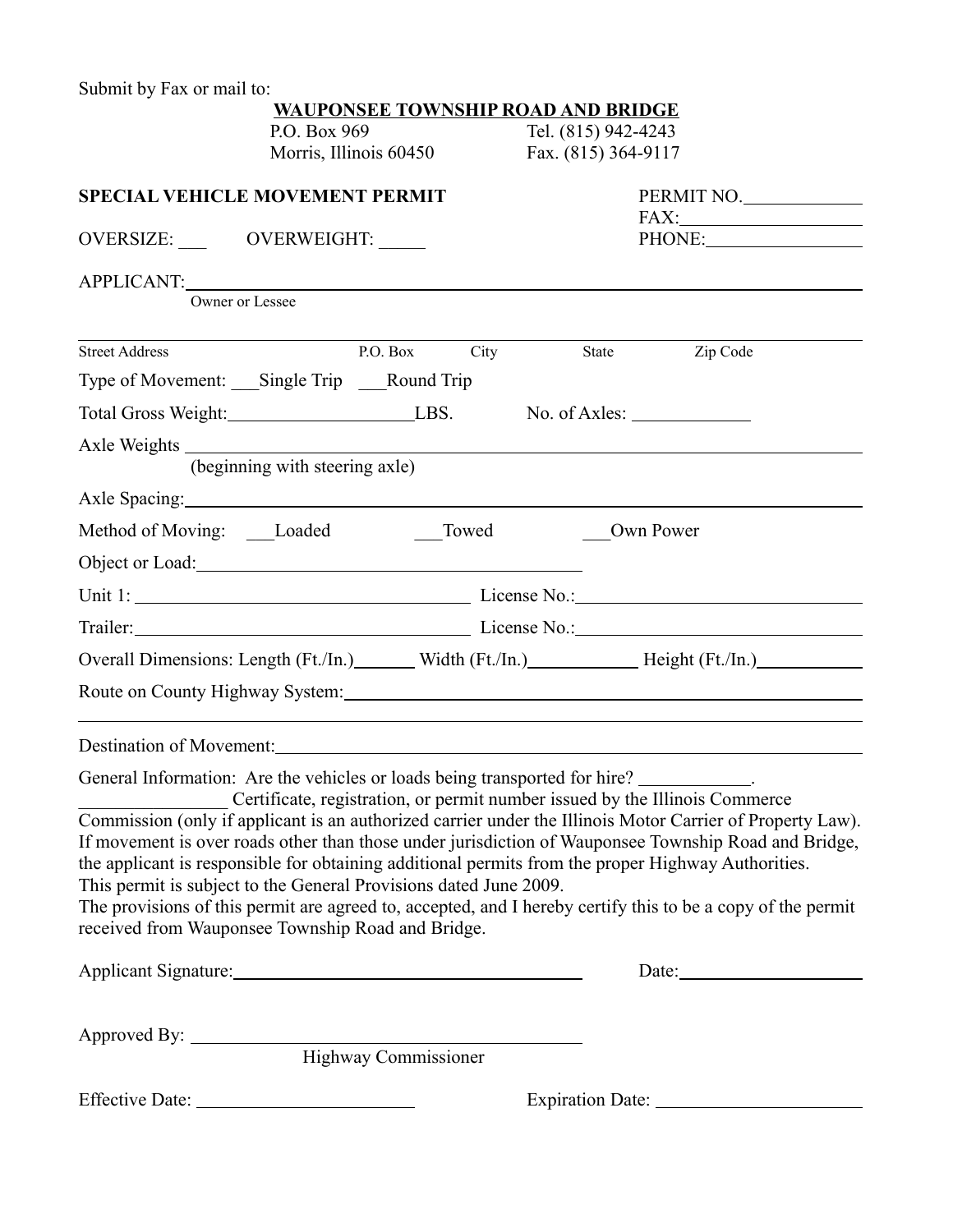Submit by Fax or mail to:

**WAUPONSEE TOWNSHIP ROAD AND BRIDGE**

P.O. Box 969 Tel. (815) 942-4243
Morris, Illinois 60450 Fax. (815) 364-9117

**SPECIAL VEHICLE MOVEMENT PERMIT**

PERMIT NO.____________
FAX:____________
PHONE:____________

OVERSIZE: ___ OVERWEIGHT: _____

APPLICANT:________________________________________
Owner or Lessee

________________________________________
Street Address P.O. Box City State Zip Code

Type of Movement: ___Single Trip ___Round Trip

Total Gross Weight:____________LBS. No. of Axles: ____________

Axle Weights ________________________________________
(beginning with steering axle)

Axle Spacing:________________________________________

Method of Moving: ___Loaded ___Towed ___Own Power

Object or Load:________________________________________

Unit 1: ____________________ License No.:____________________

Trailer:____________________ License No.:____________________

Overall Dimensions: Length (Ft./In.)_______ Width (Ft./In.)_______ Height (Ft./In.)_______

Route on County Highway System:________________________________________

________________________________________

Destination of Movement:________________________________________

General Information: Are the vehicles or loads being transported for hire? ____________.
____________ Certificate, registration, or permit number issued by the Illinois Commerce Commission (only if applicant is an authorized carrier under the Illinois Motor Carrier of Property Law).
If movement is over roads other than those under jurisdiction of Wauponsee Township Road and Bridge, the applicant is responsible for obtaining additional permits from the proper Highway Authorities.
This permit is subject to the General Provisions dated June 2009.
The provisions of this permit are agreed to, accepted, and I hereby certify this to be a copy of the permit received from Wauponsee Township Road and Bridge.

Applicant Signature:____________________ Date:____________

Approved By: ____________________
Highway Commissioner

Effective Date: ____________ Expiration Date: ____________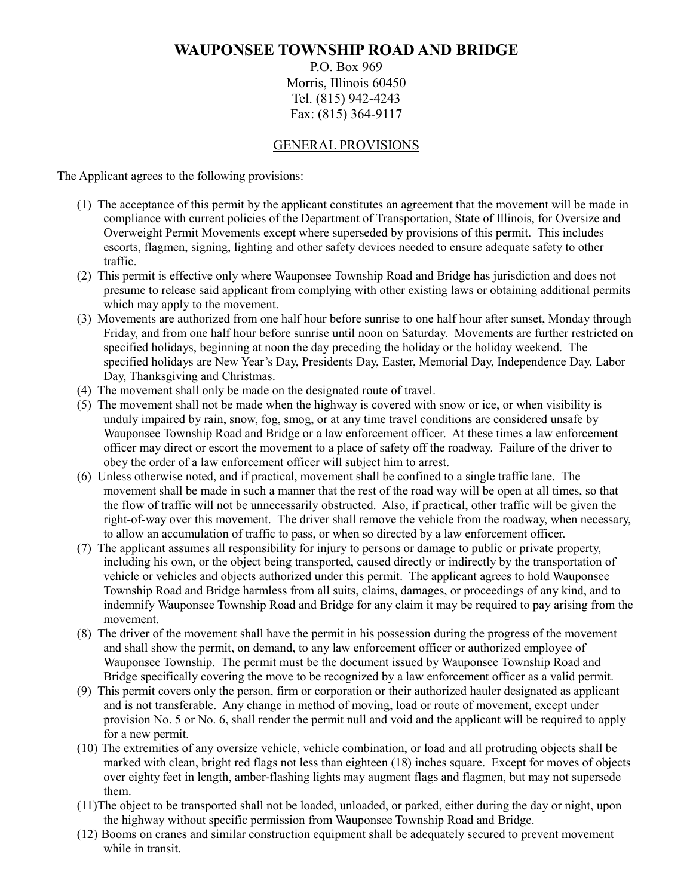# WAUPONSEE TOWNSHIP ROAD AND BRIDGE

P.O. Box 969
Morris, Illinois 60450
Tel. (815) 942-4243
Fax: (815) 364-9117

## GENERAL PROVISIONS

The Applicant agrees to the following provisions:

(1) The acceptance of this permit by the applicant constitutes an agreement that the movement will be made in compliance with current policies of the Department of Transportation, State of Illinois, for Oversize and Overweight Permit Movements except where superseded by provisions of this permit. This includes escorts, flagmen, signing, lighting and other safety devices needed to ensure adequate safety to other traffic.

(2) This permit is effective only where Wauponsee Township Road and Bridge has jurisdiction and does not presume to release said applicant from complying with other existing laws or obtaining additional permits which may apply to the movement.

(3) Movements are authorized from one half hour before sunrise to one half hour after sunset, Monday through Friday, and from one half hour before sunrise until noon on Saturday. Movements are further restricted on specified holidays, beginning at noon the day preceding the holiday or the holiday weekend. The specified holidays are New Year's Day, Presidents Day, Easter, Memorial Day, Independence Day, Labor Day, Thanksgiving and Christmas.

(4) The movement shall only be made on the designated route of travel.

(5) The movement shall not be made when the highway is covered with snow or ice, or when visibility is unduly impaired by rain, snow, fog, smog, or at any time travel conditions are considered unsafe by Wauponsee Township Road and Bridge or a law enforcement officer. At these times a law enforcement officer may direct or escort the movement to a place of safety off the roadway. Failure of the driver to obey the order of a law enforcement officer will subject him to arrest.

(6) Unless otherwise noted, and if practical, movement shall be confined to a single traffic lane. The movement shall be made in such a manner that the rest of the road way will be open at all times, so that the flow of traffic will not be unnecessarily obstructed. Also, if practical, other traffic will be given the right-of-way over this movement. The driver shall remove the vehicle from the roadway, when necessary, to allow an accumulation of traffic to pass, or when so directed by a law enforcement officer.

(7) The applicant assumes all responsibility for injury to persons or damage to public or private property, including his own, or the object being transported, caused directly or indirectly by the transportation of vehicle or vehicles and objects authorized under this permit. The applicant agrees to hold Wauponsee Township Road and Bridge harmless from all suits, claims, damages, or proceedings of any kind, and to indemnify Wauponsee Township Road and Bridge for any claim it may be required to pay arising from the movement.

(8) The driver of the movement shall have the permit in his possession during the progress of the movement and shall show the permit, on demand, to any law enforcement officer or authorized employee of Wauponsee Township. The permit must be the document issued by Wauponsee Township Road and Bridge specifically covering the move to be recognized by a law enforcement officer as a valid permit.

(9) This permit covers only the person, firm or corporation or their authorized hauler designated as applicant and is not transferable. Any change in method of moving, load or route of movement, except under provision No. 5 or No. 6, shall render the permit null and void and the applicant will be required to apply for a new permit.

(10) The extremities of any oversize vehicle, vehicle combination, or load and all protruding objects shall be marked with clean, bright red flags not less than eighteen (18) inches square. Except for moves of objects over eighty feet in length, amber-flashing lights may augment flags and flagmen, but may not supersede them.

(11) The object to be transported shall not be loaded, unloaded, or parked, either during the day or night, upon the highway without specific permission from Wauponsee Township Road and Bridge.

(12) Booms on cranes and similar construction equipment shall be adequately secured to prevent movement while in transit.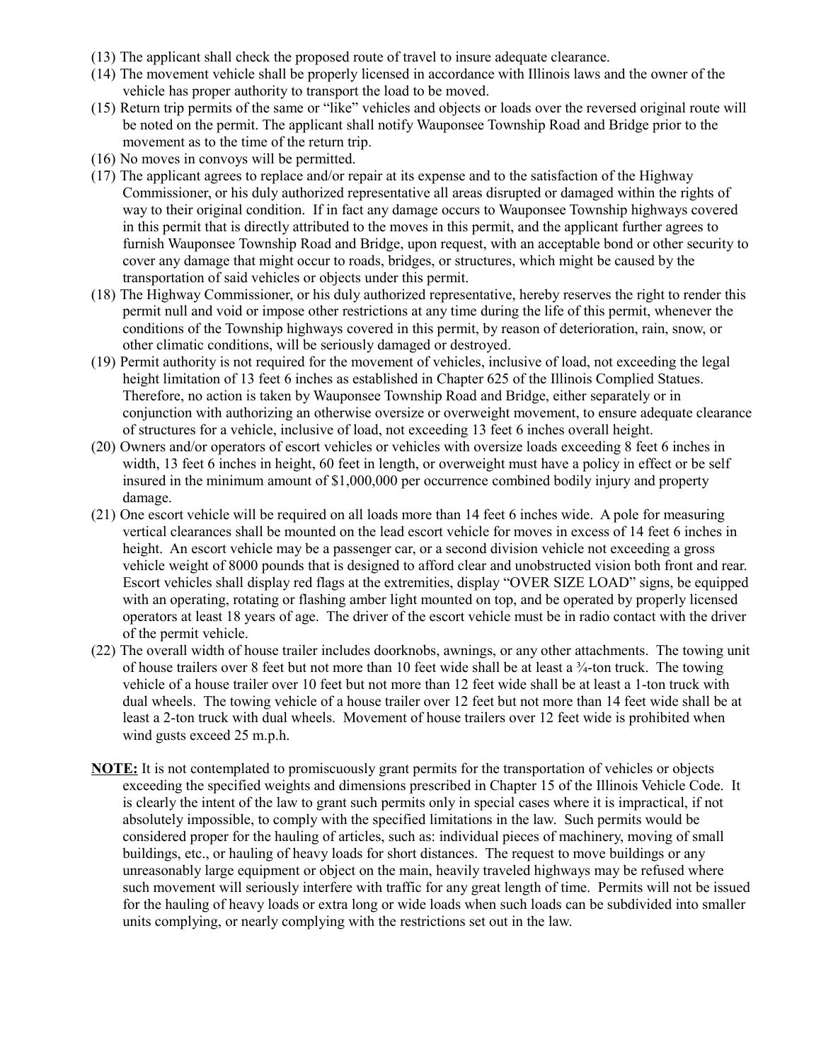(13) The applicant shall check the proposed route of travel to insure adequate clearance.

(14) The movement vehicle shall be properly licensed in accordance with Illinois laws and the owner of the vehicle has proper authority to transport the load to be moved.

(15) Return trip permits of the same or "like" vehicles and objects or loads over the reversed original route will be noted on the permit. The applicant shall notify Wauponsee Township Road and Bridge prior to the movement as to the time of the return trip.

(16) No moves in convoys will be permitted.

(17) The applicant agrees to replace and/or repair at its expense and to the satisfaction of the Highway Commissioner, or his duly authorized representative all areas disrupted or damaged within the rights of way to their original condition. If in fact any damage occurs to Wauponsee Township highways covered in this permit that is directly attributed to the moves in this permit, and the applicant further agrees to furnish Wauponsee Township Road and Bridge, upon request, with an acceptable bond or other security to cover any damage that might occur to roads, bridges, or structures, which might be caused by the transportation of said vehicles or objects under this permit.

(18) The Highway Commissioner, or his duly authorized representative, hereby reserves the right to render this permit null and void or impose other restrictions at any time during the life of this permit, whenever the conditions of the Township highways covered in this permit, by reason of deterioration, rain, snow, or other climatic conditions, will be seriously damaged or destroyed.

(19) Permit authority is not required for the movement of vehicles, inclusive of load, not exceeding the legal height limitation of 13 feet 6 inches as established in Chapter 625 of the Illinois Complied Statues. Therefore, no action is taken by Wauponsee Township Road and Bridge, either separately or in conjunction with authorizing an otherwise oversize or overweight movement, to ensure adequate clearance of structures for a vehicle, inclusive of load, not exceeding 13 feet 6 inches overall height.

(20) Owners and/or operators of escort vehicles or vehicles with oversize loads exceeding 8 feet 6 inches in width, 13 feet 6 inches in height, 60 feet in length, or overweight must have a policy in effect or be self insured in the minimum amount of $1,000,000 per occurrence combined bodily injury and property damage.

(21) One escort vehicle will be required on all loads more than 14 feet 6 inches wide. A pole for measuring vertical clearances shall be mounted on the lead escort vehicle for moves in excess of 14 feet 6 inches in height. An escort vehicle may be a passenger car, or a second division vehicle not exceeding a gross vehicle weight of 8000 pounds that is designed to afford clear and unobstructed vision both front and rear. Escort vehicles shall display red flags at the extremities, display "OVER SIZE LOAD" signs, be equipped with an operating, rotating or flashing amber light mounted on top, and be operated by properly licensed operators at least 18 years of age. The driver of the escort vehicle must be in radio contact with the driver of the permit vehicle.

(22) The overall width of house trailer includes doorknobs, awnings, or any other attachments. The towing unit of house trailers over 8 feet but not more than 10 feet wide shall be at least a ¾-ton truck. The towing vehicle of a house trailer over 10 feet but not more than 12 feet wide shall be at least a 1-ton truck with dual wheels. The towing vehicle of a house trailer over 12 feet but not more than 14 feet wide shall be at least a 2-ton truck with dual wheels. Movement of house trailers over 12 feet wide is prohibited when wind gusts exceed 25 m.p.h.

**NOTE:** It is not contemplated to promiscuously grant permits for the transportation of vehicles or objects exceeding the specified weights and dimensions prescribed in Chapter 15 of the Illinois Vehicle Code. It is clearly the intent of the law to grant such permits only in special cases where it is impractical, if not absolutely impossible, to comply with the specified limitations in the law. Such permits would be considered proper for the hauling of articles, such as: individual pieces of machinery, moving of small buildings, etc., or hauling of heavy loads for short distances. The request to move buildings or any unreasonably large equipment or object on the main, heavily traveled highways may be refused where such movement will seriously interfere with traffic for any great length of time. Permits will not be issued for the hauling of heavy loads or extra long or wide loads when such loads can be subdivided into smaller units complying, or nearly complying with the restrictions set out in the law.